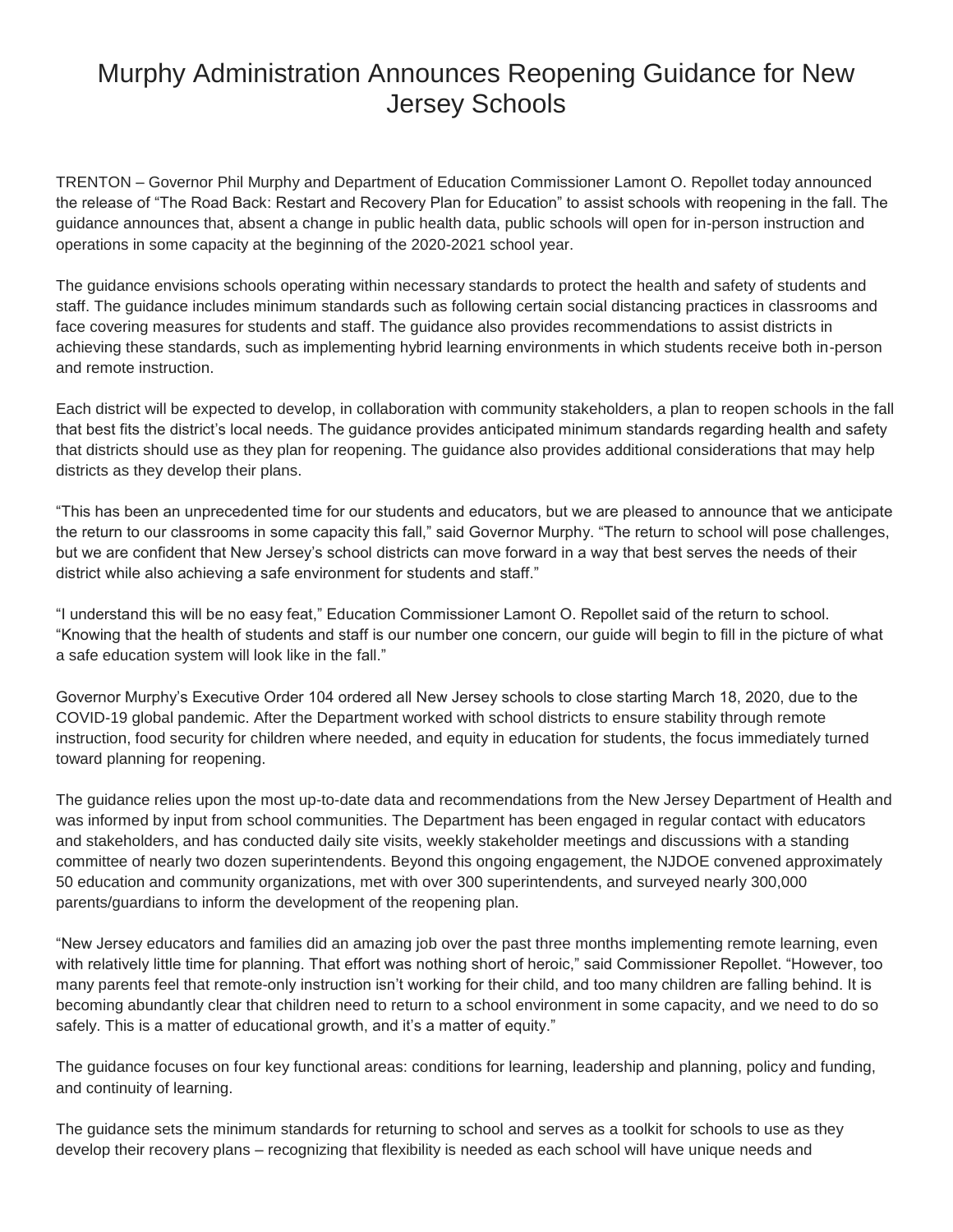# Murphy Administration Announces Reopening Guidance for New Jersey Schools

TRENTON – Governor Phil Murphy and Department of Education Commissioner Lamont O. Repollet today announced the release of "The Road Back: Restart and Recovery Plan for Education" to assist schools with reopening in the fall. The guidance announces that, absent a change in public health data, public schools will open for in-person instruction and operations in some capacity at the beginning of the 2020-2021 school year.

The guidance envisions schools operating within necessary standards to protect the health and safety of students and staff. The guidance includes minimum standards such as following certain social distancing practices in classrooms and face covering measures for students and staff. The guidance also provides recommendations to assist districts in achieving these standards, such as implementing hybrid learning environments in which students receive both in-person and remote instruction.

Each district will be expected to develop, in collaboration with community stakeholders, a plan to reopen schools in the fall that best fits the district's local needs. The guidance provides anticipated minimum standards regarding health and safety that districts should use as they plan for reopening. The guidance also provides additional considerations that may help districts as they develop their plans.

"This has been an unprecedented time for our students and educators, but we are pleased to announce that we anticipate the return to our classrooms in some capacity this fall," said Governor Murphy. "The return to school will pose challenges, but we are confident that New Jersey's school districts can move forward in a way that best serves the needs of their district while also achieving a safe environment for students and staff."

"I understand this will be no easy feat," Education Commissioner Lamont O. Repollet said of the return to school. "Knowing that the health of students and staff is our number one concern, our guide will begin to fill in the picture of what a safe education system will look like in the fall."

Governor Murphy's Executive Order 104 ordered all New Jersey schools to close starting March 18, 2020, due to the COVID-19 global pandemic. After the Department worked with school districts to ensure stability through remote instruction, food security for children where needed, and equity in education for students, the focus immediately turned toward planning for reopening.

The guidance relies upon the most up-to-date data and recommendations from the New Jersey Department of Health and was informed by input from school communities. The Department has been engaged in regular contact with educators and stakeholders, and has conducted daily site visits, weekly stakeholder meetings and discussions with a standing committee of nearly two dozen superintendents. Beyond this ongoing engagement, the NJDOE convened approximately 50 education and community organizations, met with over 300 superintendents, and surveyed nearly 300,000 parents/guardians to inform the development of the reopening plan.

"New Jersey educators and families did an amazing job over the past three months implementing remote learning, even with relatively little time for planning. That effort was nothing short of heroic," said Commissioner Repollet. "However, too many parents feel that remote-only instruction isn't working for their child, and too many children are falling behind. It is becoming abundantly clear that children need to return to a school environment in some capacity, and we need to do so safely. This is a matter of educational growth, and it's a matter of equity."

The guidance focuses on four key functional areas: conditions for learning, leadership and planning, policy and funding, and continuity of learning.

The guidance sets the minimum standards for returning to school and serves as a toolkit for schools to use as they develop their recovery plans – recognizing that flexibility is needed as each school will have unique needs and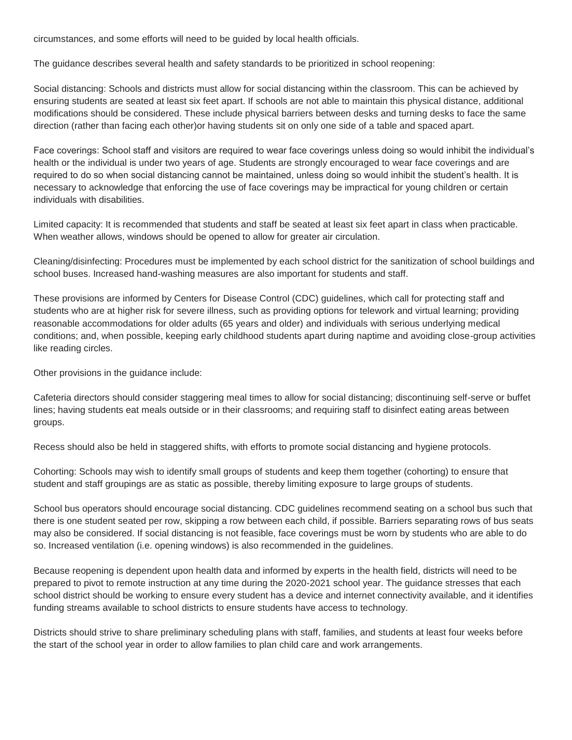circumstances, and some efforts will need to be guided by local health officials.

The guidance describes several health and safety standards to be prioritized in school reopening:

Social distancing: Schools and districts must allow for social distancing within the classroom. This can be achieved by ensuring students are seated at least six feet apart. If schools are not able to maintain this physical distance, additional modifications should be considered. These include physical barriers between desks and turning desks to face the same direction (rather than facing each other)or having students sit on only one side of a table and spaced apart.

Face coverings: School staff and visitors are required to wear face coverings unless doing so would inhibit the individual's health or the individual is under two years of age. Students are strongly encouraged to wear face coverings and are required to do so when social distancing cannot be maintained, unless doing so would inhibit the student's health. It is necessary to acknowledge that enforcing the use of face coverings may be impractical for young children or certain individuals with disabilities.

Limited capacity: It is recommended that students and staff be seated at least six feet apart in class when practicable. When weather allows, windows should be opened to allow for greater air circulation.

Cleaning/disinfecting: Procedures must be implemented by each school district for the sanitization of school buildings and school buses. Increased hand-washing measures are also important for students and staff.

These provisions are informed by Centers for Disease Control (CDC) guidelines, which call for protecting staff and students who are at higher risk for severe illness, such as providing options for telework and virtual learning; providing reasonable accommodations for older adults (65 years and older) and individuals with serious underlying medical conditions; and, when possible, keeping early childhood students apart during naptime and avoiding close-group activities like reading circles.

Other provisions in the guidance include:

Cafeteria directors should consider staggering meal times to allow for social distancing; discontinuing self-serve or buffet lines; having students eat meals outside or in their classrooms; and requiring staff to disinfect eating areas between groups.

Recess should also be held in staggered shifts, with efforts to promote social distancing and hygiene protocols.

Cohorting: Schools may wish to identify small groups of students and keep them together (cohorting) to ensure that student and staff groupings are as static as possible, thereby limiting exposure to large groups of students.

School bus operators should encourage social distancing. CDC guidelines recommend seating on a school bus such that there is one student seated per row, skipping a row between each child, if possible. Barriers separating rows of bus seats may also be considered. If social distancing is not feasible, face coverings must be worn by students who are able to do so. Increased ventilation (i.e. opening windows) is also recommended in the guidelines.

Because reopening is dependent upon health data and informed by experts in the health field, districts will need to be prepared to pivot to remote instruction at any time during the 2020-2021 school year. The guidance stresses that each school district should be working to ensure every student has a device and internet connectivity available, and it identifies funding streams available to school districts to ensure students have access to technology.

Districts should strive to share preliminary scheduling plans with staff, families, and students at least four weeks before the start of the school year in order to allow families to plan child care and work arrangements.